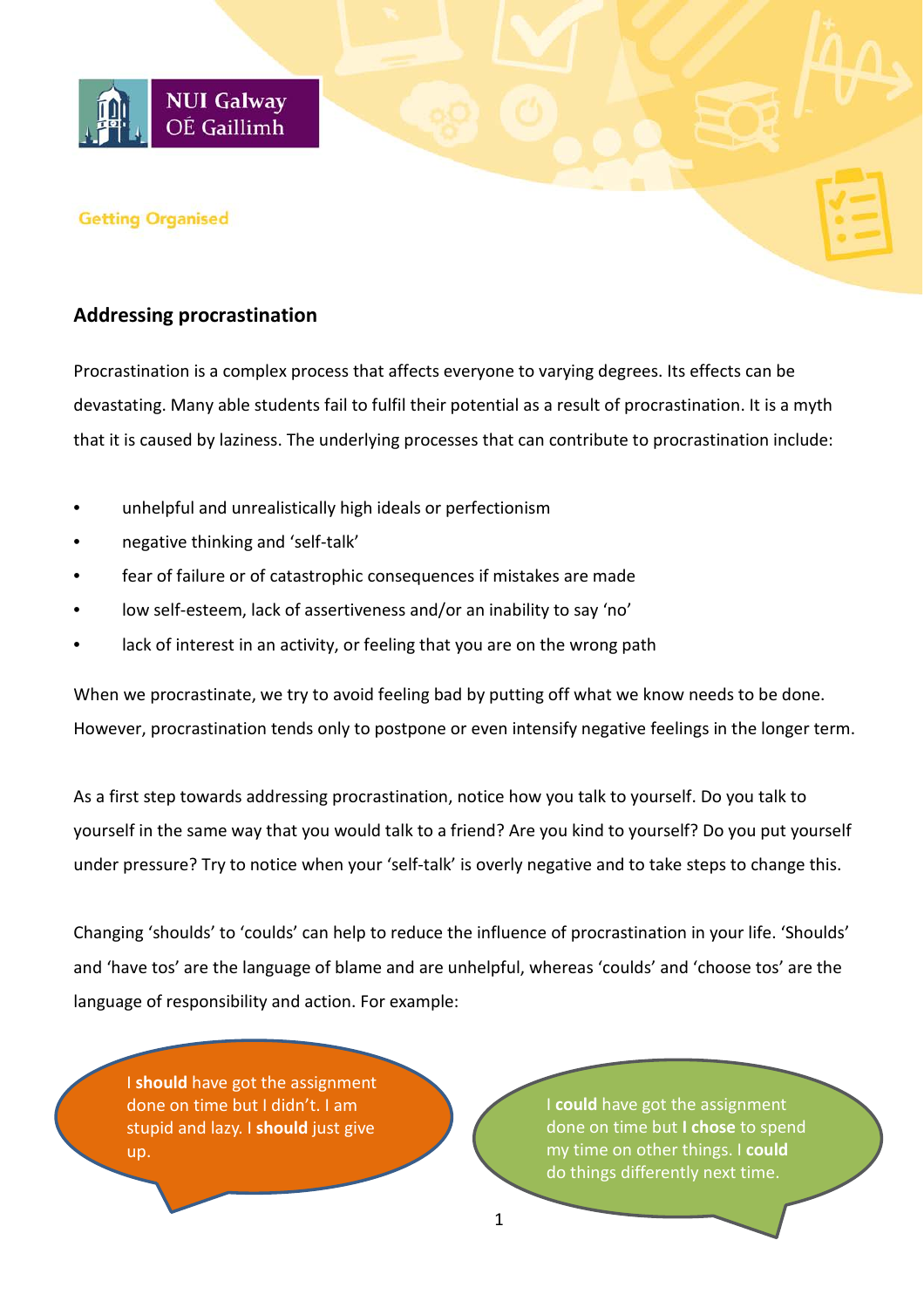NUI Galway
OÉ Gaillimh

Getting Organised

## Addressing procrastination

Procrastination is a complex process that affects everyone to varying degrees. Its effects can be devastating. Many able students fail to fulfil their potential as a result of procrastination. It is a myth that it is caused by laziness. The underlying processes that can contribute to procrastination include:

- unhelpful and unrealistically high ideals or perfectionism
- negative thinking and 'self-talk'
- fear of failure or of catastrophic consequences if mistakes are made
- low self-esteem, lack of assertiveness and/or an inability to say 'no'
- lack of interest in an activity, or feeling that you are on the wrong path

When we procrastinate, we try to avoid feeling bad by putting off what we know needs to be done. However, procrastination tends only to postpone or even intensify negative feelings in the longer term.

As a first step towards addressing procrastination, notice how you talk to yourself. Do you talk to yourself in the same way that you would talk to a friend? Are you kind to yourself? Do you put yourself under pressure? Try to notice when your 'self-talk' is overly negative and to take steps to change this.

Changing 'shoulds' to 'coulds' can help to reduce the influence of procrastination in your life. 'Shoulds' and 'have tos' are the language of blame and are unhelpful, whereas 'coulds' and 'choose tos' are the language of responsibility and action. For example:

I **should** have got the assignment done on time but I didn't. I am stupid and lazy. I **should** just give up.

I **could** have got the assignment done on time but **I chose** to spend my time on other things. I **could** do things differently next time.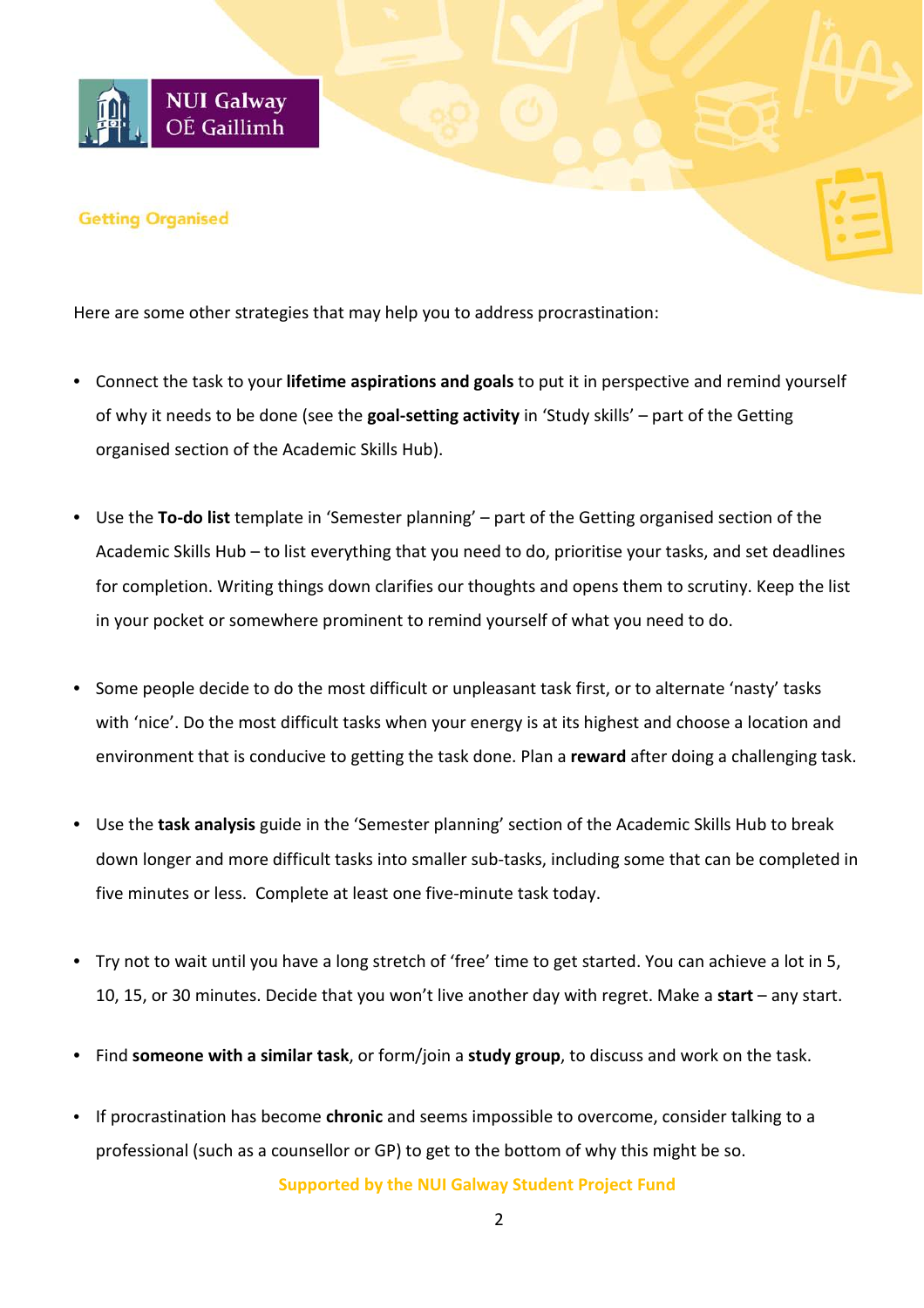## Getting Organised

Here are some other strategies that may help you to address procrastination:

- Connect the task to your **lifetime aspirations and goals** to put it in perspective and remind yourself of why it needs to be done (see the **goal-setting activity** in 'Study skills' – part of the Getting organised section of the Academic Skills Hub).

- Use the **To-do list** template in 'Semester planning' – part of the Getting organised section of the Academic Skills Hub – to list everything that you need to do, prioritise your tasks, and set deadlines for completion. Writing things down clarifies our thoughts and opens them to scrutiny. Keep the list in your pocket or somewhere prominent to remind yourself of what you need to do.

- Some people decide to do the most difficult or unpleasant task first, or to alternate 'nasty' tasks with 'nice'. Do the most difficult tasks when your energy is at its highest and choose a location and environment that is conducive to getting the task done. Plan a **reward** after doing a challenging task.

- Use the **task analysis** guide in the 'Semester planning' section of the Academic Skills Hub to break down longer and more difficult tasks into smaller sub-tasks, including some that can be completed in five minutes or less. Complete at least one five-minute task today.

- Try not to wait until you have a long stretch of 'free' time to get started. You can achieve a lot in 5, 10, 15, or 30 minutes. Decide that you won't live another day with regret. Make a **start** – any start.

- Find **someone with a similar task**, or form/join a **study group**, to discuss and work on the task.

- If procrastination has become **chronic** and seems impossible to overcome, consider talking to a professional (such as a counsellor or GP) to get to the bottom of why this might be so.

Supported by the NUI Galway Student Project Fund